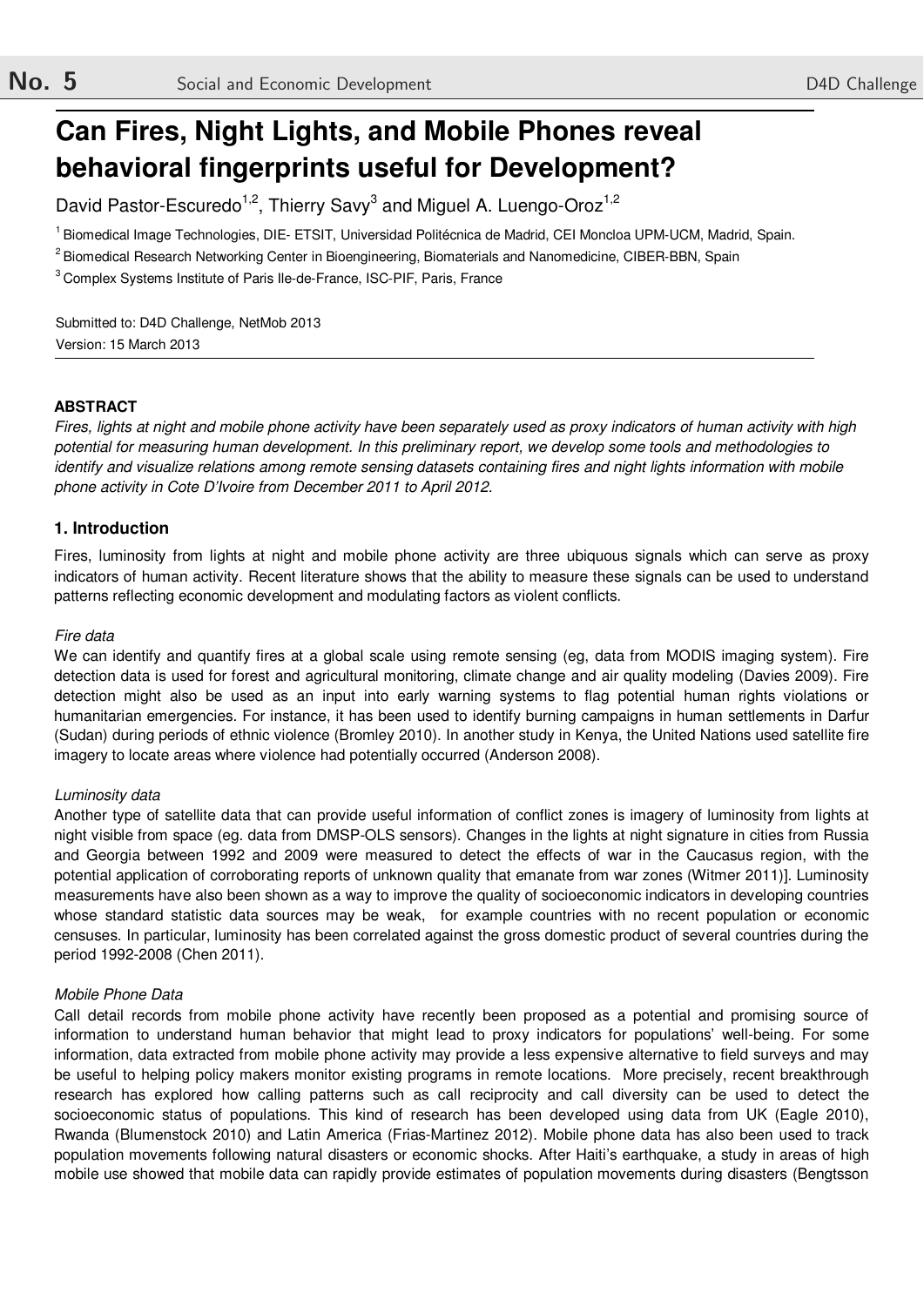# Can Fires, Night Lights, and Mobile Phones reveal behavioral fingerprints useful for Development?

David Pastor-Escuredo[1,2], Thierry Savy[3] and Miguel A. Luengo-Oroz[1,2]

[1] Biomedical Image Technologies, DIE- ETSIT, Universidad Politécnica de Madrid, CEI Moncloa UPM-UCM, Madrid, Spain.

[2] Biomedical Research Networking Center in Bioengineering, Biomaterials and Nanomedicine, CIBER-BBN, Spain

[3] Complex Systems Institute of Paris Ile-de-France, ISC-PIF, Paris, France

Submitted to: D4D Challenge, NetMob 2013

Version: 15 March 2013

**ABSTRACT**

*Fires, lights at night and mobile phone activity have been separately used as proxy indicators of human activity with high potential for measuring human development. In this preliminary report, we develop some tools and methodologies to identify and visualize relations among remote sensing datasets containing fires and night lights information with mobile phone activity in Cote D'Ivoire from December 2011 to April 2012.*

## 1. Introduction

Fires, luminosity from lights at night and mobile phone activity are three ubiquous signals which can serve as proxy indicators of human activity. Recent literature shows that the ability to measure these signals can be used to understand patterns reflecting economic development and modulating factors as violent conflicts.

*Fire data*

We can identify and quantify fires at a global scale using remote sensing (eg, data from MODIS imaging system). Fire detection data is used for forest and agricultural monitoring, climate change and air quality modeling (Davies 2009). Fire detection might also be used as an input into early warning systems to flag potential human rights violations or humanitarian emergencies. For instance, it has been used to identify burning campaigns in human settlements in Darfur (Sudan) during periods of ethnic violence (Bromley 2010). In another study in Kenya, the United Nations used satellite fire imagery to locate areas where violence had potentially occurred (Anderson 2008).

*Luminosity data*

Another type of satellite data that can provide useful information of conflict zones is imagery of luminosity from lights at night visible from space (eg. data from DMSP-OLS sensors). Changes in the lights at night signature in cities from Russia and Georgia between 1992 and 2009 were measured to detect the effects of war in the Caucasus region, with the potential application of corroborating reports of unknown quality that emanate from war zones (Witmer 2011)]. Luminosity measurements have also been shown as a way to improve the quality of socioeconomic indicators in developing countries whose standard statistic data sources may be weak, for example countries with no recent population or economic censuses. In particular, luminosity has been correlated against the gross domestic product of several countries during the period 1992-2008 (Chen 2011).

*Mobile Phone Data*

Call detail records from mobile phone activity have recently been proposed as a potential and promising source of information to understand human behavior that might lead to proxy indicators for populations' well-being. For some information, data extracted from mobile phone activity may provide a less expensive alternative to field surveys and may be useful to helping policy makers monitor existing programs in remote locations. More precisely, recent breakthrough research has explored how calling patterns such as call reciprocity and call diversity can be used to detect the socioeconomic status of populations. This kind of research has been developed using data from UK (Eagle 2010), Rwanda (Blumenstock 2010) and Latin America (Frias-Martinez 2012). Mobile phone data has also been used to track population movements following natural disasters or economic shocks. After Haiti's earthquake, a study in areas of high mobile use showed that mobile data can rapidly provide estimates of population movements during disasters (Bengtsson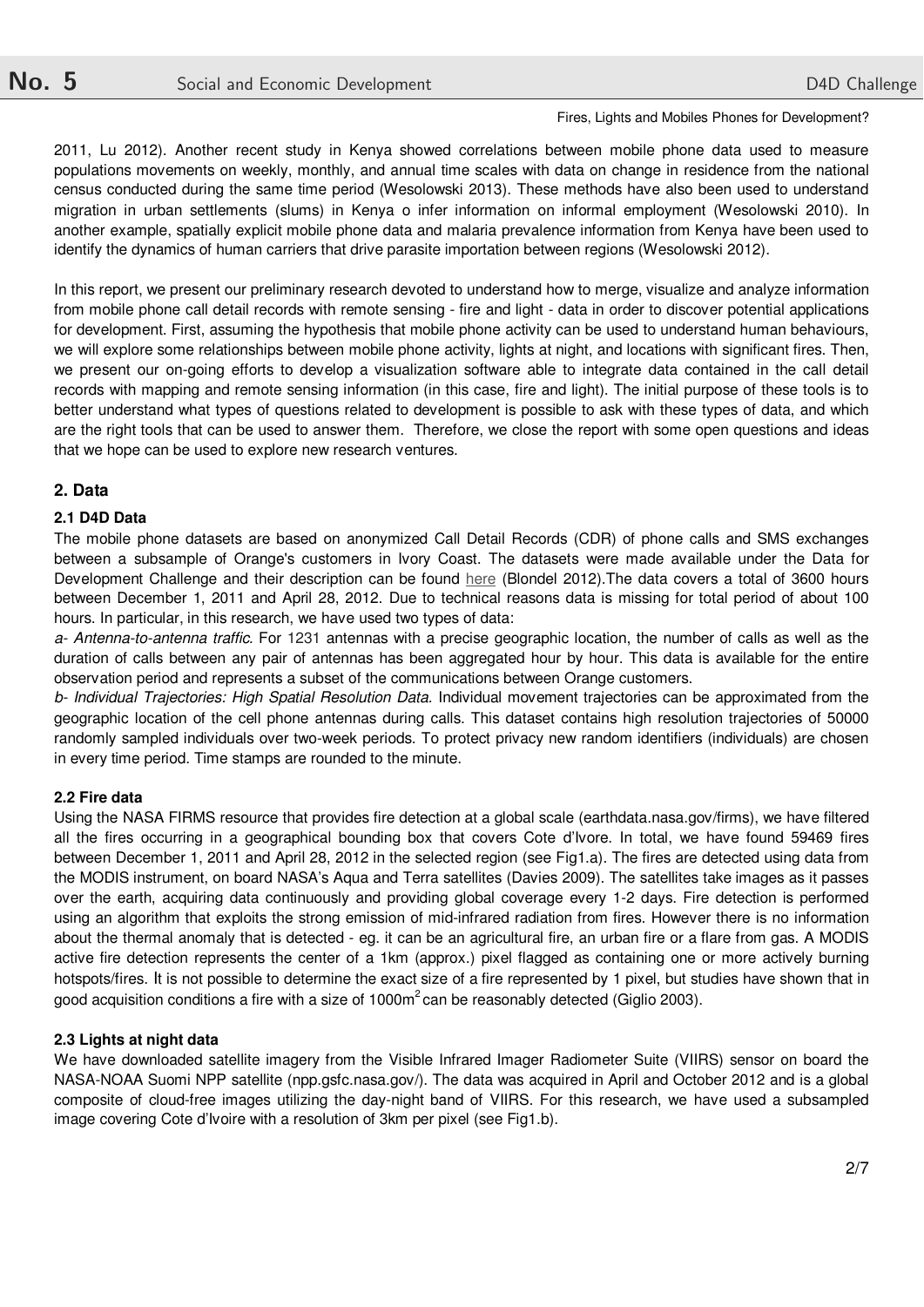2011, Lu 2012). Another recent study in Kenya showed correlations between mobile phone data used to measure populations movements on weekly, monthly, and annual time scales with data on change in residence from the national census conducted during the same time period (Wesolowski 2013). These methods have also been used to understand migration in urban settlements (slums) in Kenya o infer information on informal employment (Wesolowski 2010). In another example, spatially explicit mobile phone data and malaria prevalence information from Kenya have been used to identify the dynamics of human carriers that drive parasite importation between regions (Wesolowski 2012).

In this report, we present our preliminary research devoted to understand how to merge, visualize and analyze information from mobile phone call detail records with remote sensing - fire and light - data in order to discover potential applications for development. First, assuming the hypothesis that mobile phone activity can be used to understand human behaviours, we will explore some relationships between mobile phone activity, lights at night, and locations with significant fires. Then, we present our on-going efforts to develop a visualization software able to integrate data contained in the call detail records with mapping and remote sensing information (in this case, fire and light). The initial purpose of these tools is to better understand what types of questions related to development is possible to ask with these types of data, and which are the right tools that can be used to answer them. Therefore, we close the report with some open questions and ideas that we hope can be used to explore new research ventures.

## 2. Data

### 2.1 D4D Data

The mobile phone datasets are based on anonymized Call Detail Records (CDR) of phone calls and SMS exchanges between a subsample of Orange's customers in Ivory Coast. The datasets were made available under the Data for Development Challenge and their description can be found here (Blondel 2012).The data covers a total of 3600 hours between December 1, 2011 and April 28, 2012. Due to technical reasons data is missing for total period of about 100 hours. In particular, in this research, we have used two types of data:

*a- Antenna-to-antenna traffic.* For 1231 antennas with a precise geographic location, the number of calls as well as the duration of calls between any pair of antennas has been aggregated hour by hour. This data is available for the entire observation period and represents a subset of the communications between Orange customers.

*b- Individual Trajectories: High Spatial Resolution Data.* Individual movement trajectories can be approximated from the geographic location of the cell phone antennas during calls. This dataset contains high resolution trajectories of 50000 randomly sampled individuals over two-week periods. To protect privacy new random identifiers (individuals) are chosen in every time period. Time stamps are rounded to the minute.

### 2.2 Fire data

Using the NASA FIRMS resource that provides fire detection at a global scale (earthdata.nasa.gov/firms), we have filtered all the fires occurring in a geographical bounding box that covers Cote d'Ivore. In total, we have found 59469 fires between December 1, 2011 and April 28, 2012 in the selected region (see Fig1.a). The fires are detected using data from the MODIS instrument, on board NASA's Aqua and Terra satellites (Davies 2009). The satellites take images as it passes over the earth, acquiring data continuously and providing global coverage every 1-2 days. Fire detection is performed using an algorithm that exploits the strong emission of mid-infrared radiation from fires. However there is no information about the thermal anomaly that is detected - eg. it can be an agricultural fire, an urban fire or a flare from gas. A MODIS active fire detection represents the center of a 1km (approx.) pixel flagged as containing one or more actively burning hotspots/fires. It is not possible to determine the exact size of a fire represented by 1 pixel, but studies have shown that in good acquisition conditions a fire with a size of 1000$m^2$ can be reasonably detected (Giglio 2003).

### 2.3 Lights at night data

We have downloaded satellite imagery from the Visible Infrared Imager Radiometer Suite (VIIRS) sensor on board the NASA-NOAA Suomi NPP satellite (npp.gsfc.nasa.gov/). The data was acquired in April and October 2012 and is a global composite of cloud-free images utilizing the day-night band of VIIRS. For this research, we have used a subsampled image covering Cote d'Ivoire with a resolution of 3km per pixel (see Fig1.b).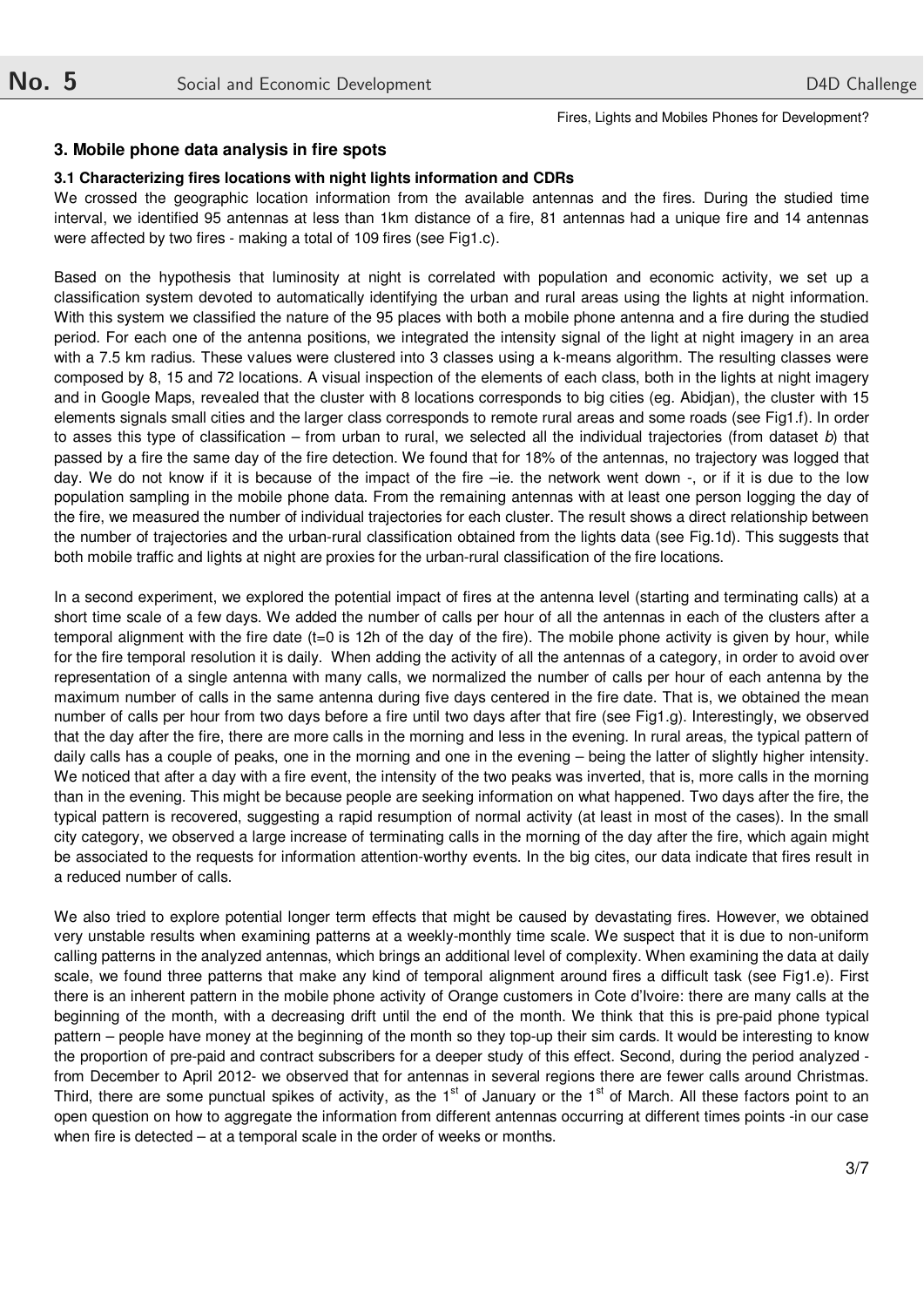## 3. Mobile phone data analysis in fire spots

### 3.1 Characterizing fires locations with night lights information and CDRs

We crossed the geographic location information from the available antennas and the fires. During the studied time interval, we identified 95 antennas at less than 1km distance of a fire, 81 antennas had a unique fire and 14 antennas were affected by two fires - making a total of 109 fires (see Fig1.c).

Based on the hypothesis that luminosity at night is correlated with population and economic activity, we set up a classification system devoted to automatically identifying the urban and rural areas using the lights at night information. With this system we classified the nature of the 95 places with both a mobile phone antenna and a fire during the studied period. For each one of the antenna positions, we integrated the intensity signal of the light at night imagery in an area with a 7.5 km radius. These values were clustered into 3 classes using a k-means algorithm. The resulting classes were composed by 8, 15 and 72 locations. A visual inspection of the elements of each class, both in the lights at night imagery and in Google Maps, revealed that the cluster with 8 locations corresponds to big cities (eg. Abidjan), the cluster with 15 elements signals small cities and the larger class corresponds to remote rural areas and some roads (see Fig1.f). In order to asses this type of classification – from urban to rural, we selected all the individual trajectories (from dataset *b*) that passed by a fire the same day of the fire detection. We found that for 18% of the antennas, no trajectory was logged that day. We do not know if it is because of the impact of the fire –ie. the network went down -, or if it is due to the low population sampling in the mobile phone data. From the remaining antennas with at least one person logging the day of the fire, we measured the number of individual trajectories for each cluster. The result shows a direct relationship between the number of trajectories and the urban-rural classification obtained from the lights data (see Fig.1d). This suggests that both mobile traffic and lights at night are proxies for the urban-rural classification of the fire locations.

In a second experiment, we explored the potential impact of fires at the antenna level (starting and terminating calls) at a short time scale of a few days. We added the number of calls per hour of all the antennas in each of the clusters after a temporal alignment with the fire date (t=0 is 12h of the day of the fire). The mobile phone activity is given by hour, while for the fire temporal resolution it is daily. When adding the activity of all the antennas of a category, in order to avoid over representation of a single antenna with many calls, we normalized the number of calls per hour of each antenna by the maximum number of calls in the same antenna during five days centered in the fire date. That is, we obtained the mean number of calls per hour from two days before a fire until two days after that fire (see Fig1.g). Interestingly, we observed that the day after the fire, there are more calls in the morning and less in the evening. In rural areas, the typical pattern of daily calls has a couple of peaks, one in the morning and one in the evening – being the latter of slightly higher intensity. We noticed that after a day with a fire event, the intensity of the two peaks was inverted, that is, more calls in the morning than in the evening. This might be because people are seeking information on what happened. Two days after the fire, the typical pattern is recovered, suggesting a rapid resumption of normal activity (at least in most of the cases). In the small city category, we observed a large increase of terminating calls in the morning of the day after the fire, which again might be associated to the requests for information attention-worthy events. In the big cites, our data indicate that fires result in a reduced number of calls.

We also tried to explore potential longer term effects that might be caused by devastating fires. However, we obtained very unstable results when examining patterns at a weekly-monthly time scale. We suspect that it is due to non-uniform calling patterns in the analyzed antennas, which brings an additional level of complexity. When examining the data at daily scale, we found three patterns that make any kind of temporal alignment around fires a difficult task (see Fig1.e). First there is an inherent pattern in the mobile phone activity of Orange customers in Cote d'Ivoire: there are many calls at the beginning of the month, with a decreasing drift until the end of the month. We think that this is pre-paid phone typical pattern – people have money at the beginning of the month so they top-up their sim cards. It would be interesting to know the proportion of pre-paid and contract subscribers for a deeper study of this effect. Second, during the period analyzed - from December to April 2012- we observed that for antennas in several regions there are fewer calls around Christmas. Third, there are some punctual spikes of activity, as the 1st of January or the 1st of March. All these factors point to an open question on how to aggregate the information from different antennas occurring at different times points -in our case when fire is detected – at a temporal scale in the order of weeks or months.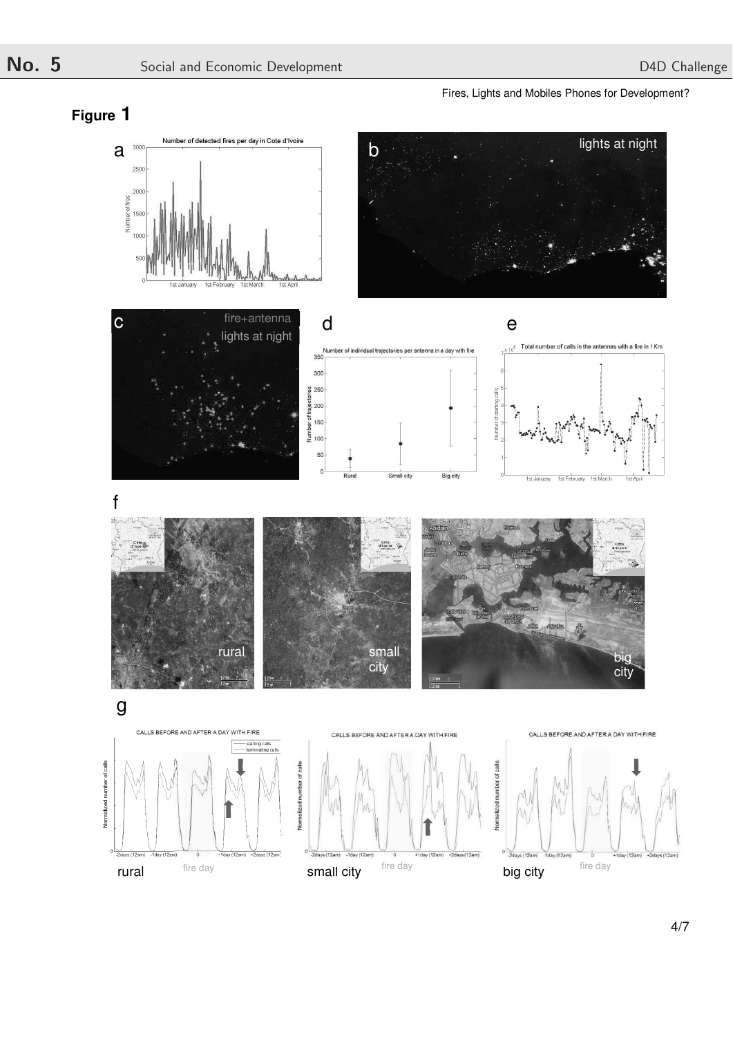## Figure 1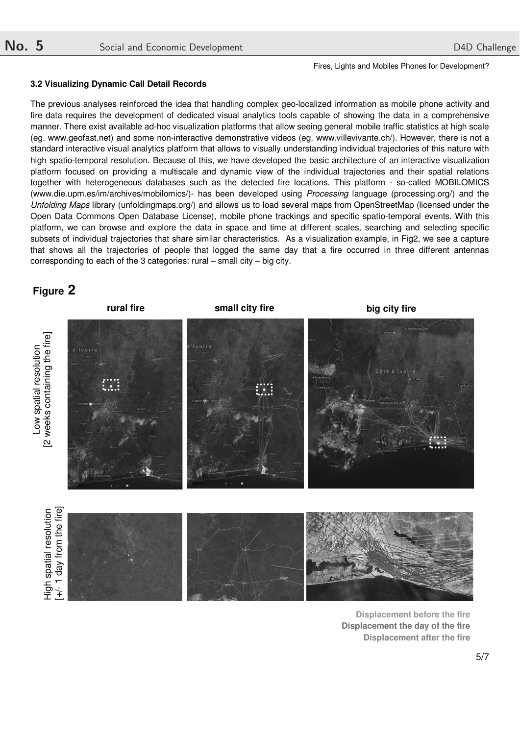### 3.2 Visualizing Dynamic Call Detail Records

The previous analyses reinforced the idea that handling complex geo-localized information as mobile phone activity and fire data requires the development of dedicated visual analytics tools capable of showing the data in a comprehensive manner. There exist available ad-hoc visualization platforms that allow seeing general mobile traffic statistics at high scale (eg. www.geofast.net) and some non-interactive demonstrative videos (eg. www.villevivante.ch/). However, there is not a standard interactive visual analytics platform that allows to visually understanding individual trajectories of this nature with high spatio-temporal resolution. Because of this, we have developed the basic architecture of an interactive visualization platform focused on providing a multiscale and dynamic view of the individual trajectories and their spatial relations together with heterogeneous databases such as the detected fire locations. This platform - so-called MOBILOMICS (www.die.upm.es/im/archives/mobilomics/)- has been developed using *Processing* language (processing.org/) and the *Unfolding Maps* library (unfoldingmaps.org/) and allows us to load several maps from OpenStreetMap (licensed under the Open Data Commons Open Database License), mobile phone trackings and specific spatio-temporal events. With this platform, we can browse and explore the data in space and time at different scales, searching and selecting specific subsets of individual trajectories that share similar characteristics. As a visualization example, in Fig2, we see a capture that shows all the trajectories of people that logged the same day that a fire occurred in three different antennas corresponding to each of the 3 categories: rural – small city – big city.

**Figure 2**

rural fire | small city fire | big city fire

Low spatial resolution [2 weeks containing the fire]

High spatial resolution [+/- 1 day from the fire]

Displacement before the fire
Displacement the day of the fire
Displacement after the fire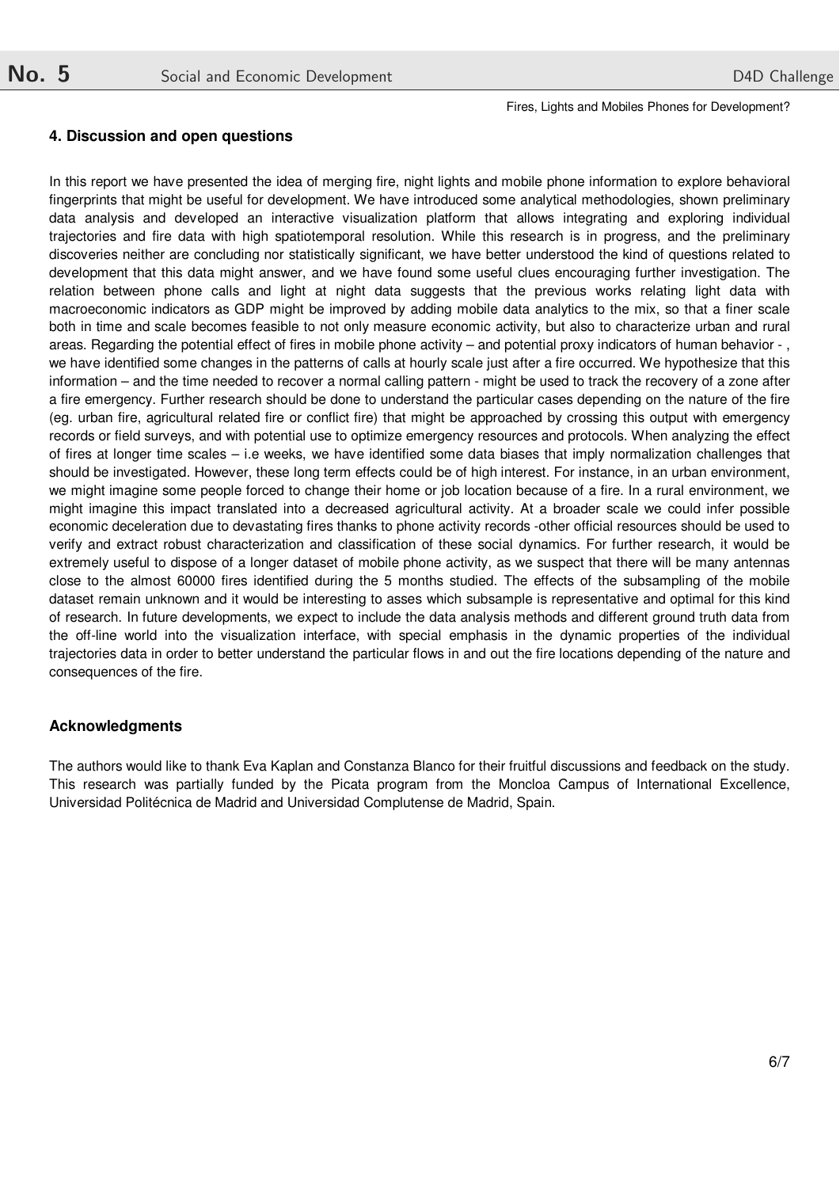### 4. Discussion and open questions

In this report we have presented the idea of merging fire, night lights and mobile phone information to explore behavioral fingerprints that might be useful for development. We have introduced some analytical methodologies, shown preliminary data analysis and developed an interactive visualization platform that allows integrating and exploring individual trajectories and fire data with high spatiotemporal resolution. While this research is in progress, and the preliminary discoveries neither are concluding nor statistically significant, we have better understood the kind of questions related to development that this data might answer, and we have found some useful clues encouraging further investigation. The relation between phone calls and light at night data suggests that the previous works relating light data with macroeconomic indicators as GDP might be improved by adding mobile data analytics to the mix, so that a finer scale both in time and scale becomes feasible to not only measure economic activity, but also to characterize urban and rural areas. Regarding the potential effect of fires in mobile phone activity – and potential proxy indicators of human behavior - , we have identified some changes in the patterns of calls at hourly scale just after a fire occurred. We hypothesize that this information – and the time needed to recover a normal calling pattern - might be used to track the recovery of a zone after a fire emergency. Further research should be done to understand the particular cases depending on the nature of the fire (eg. urban fire, agricultural related fire or conflict fire) that might be approached by crossing this output with emergency records or field surveys, and with potential use to optimize emergency resources and protocols. When analyzing the effect of fires at longer time scales – i.e weeks, we have identified some data biases that imply normalization challenges that should be investigated. However, these long term effects could be of high interest. For instance, in an urban environment, we might imagine some people forced to change their home or job location because of a fire. In a rural environment, we might imagine this impact translated into a decreased agricultural activity. At a broader scale we could infer possible economic deceleration due to devastating fires thanks to phone activity records -other official resources should be used to verify and extract robust characterization and classification of these social dynamics. For further research, it would be extremely useful to dispose of a longer dataset of mobile phone activity, as we suspect that there will be many antennas close to the almost 60000 fires identified during the 5 months studied. The effects of the subsampling of the mobile dataset remain unknown and it would be interesting to asses which subsample is representative and optimal for this kind of research. In future developments, we expect to include the data analysis methods and different ground truth data from the off-line world into the visualization interface, with special emphasis in the dynamic properties of the individual trajectories data in order to better understand the particular flows in and out the fire locations depending of the nature and consequences of the fire.

### Acknowledgments

The authors would like to thank Eva Kaplan and Constanza Blanco for their fruitful discussions and feedback on the study. This research was partially funded by the Picata program from the Moncloa Campus of International Excellence, Universidad Politécnica de Madrid and Universidad Complutense de Madrid, Spain.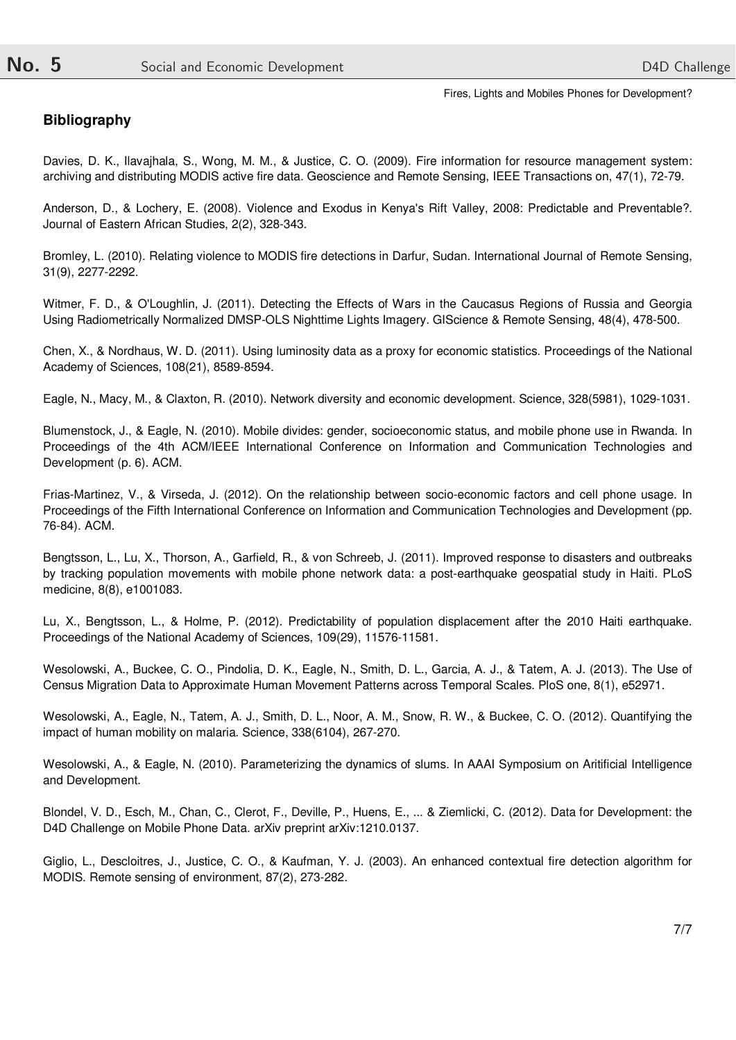## Bibliography

Davies, D. K., Ilavajhala, S., Wong, M. M., & Justice, C. O. (2009). Fire information for resource management system: archiving and distributing MODIS active fire data. Geoscience and Remote Sensing, IEEE Transactions on, 47(1), 72-79.

Anderson, D., & Lochery, E. (2008). Violence and Exodus in Kenya's Rift Valley, 2008: Predictable and Preventable?. Journal of Eastern African Studies, 2(2), 328-343.

Bromley, L. (2010). Relating violence to MODIS fire detections in Darfur, Sudan. International Journal of Remote Sensing, 31(9), 2277-2292.

Witmer, F. D., & O'Loughlin, J. (2011). Detecting the Effects of Wars in the Caucasus Regions of Russia and Georgia Using Radiometrically Normalized DMSP-OLS Nighttime Lights Imagery. GIScience & Remote Sensing, 48(4), 478-500.

Chen, X., & Nordhaus, W. D. (2011). Using luminosity data as a proxy for economic statistics. Proceedings of the National Academy of Sciences, 108(21), 8589-8594.

Eagle, N., Macy, M., & Claxton, R. (2010). Network diversity and economic development. Science, 328(5981), 1029-1031.

Blumenstock, J., & Eagle, N. (2010). Mobile divides: gender, socioeconomic status, and mobile phone use in Rwanda. In Proceedings of the 4th ACM/IEEE International Conference on Information and Communication Technologies and Development (p. 6). ACM.

Frias-Martinez, V., & Virseda, J. (2012). On the relationship between socio-economic factors and cell phone usage. In Proceedings of the Fifth International Conference on Information and Communication Technologies and Development (pp. 76-84). ACM.

Bengtsson, L., Lu, X., Thorson, A., Garfield, R., & von Schreeb, J. (2011). Improved response to disasters and outbreaks by tracking population movements with mobile phone network data: a post-earthquake geospatial study in Haiti. PLoS medicine, 8(8), e1001083.

Lu, X., Bengtsson, L., & Holme, P. (2012). Predictability of population displacement after the 2010 Haiti earthquake. Proceedings of the National Academy of Sciences, 109(29), 11576-11581.

Wesolowski, A., Buckee, C. O., Pindolia, D. K., Eagle, N., Smith, D. L., Garcia, A. J., & Tatem, A. J. (2013). The Use of Census Migration Data to Approximate Human Movement Patterns across Temporal Scales. PloS one, 8(1), e52971.

Wesolowski, A., Eagle, N., Tatem, A. J., Smith, D. L., Noor, A. M., Snow, R. W., & Buckee, C. O. (2012). Quantifying the impact of human mobility on malaria. Science, 338(6104), 267-270.

Wesolowski, A., & Eagle, N. (2010). Parameterizing the dynamics of slums. In AAAI Symposium on Aritificial Intelligence and Development.

Blondel, V. D., Esch, M., Chan, C., Clerot, F., Deville, P., Huens, E., ... & Ziemlicki, C. (2012). Data for Development: the D4D Challenge on Mobile Phone Data. arXiv preprint arXiv:1210.0137.

Giglio, L., Descloitres, J., Justice, C. O., & Kaufman, Y. J. (2003). An enhanced contextual fire detection algorithm for MODIS. Remote sensing of environment, 87(2), 273-282.